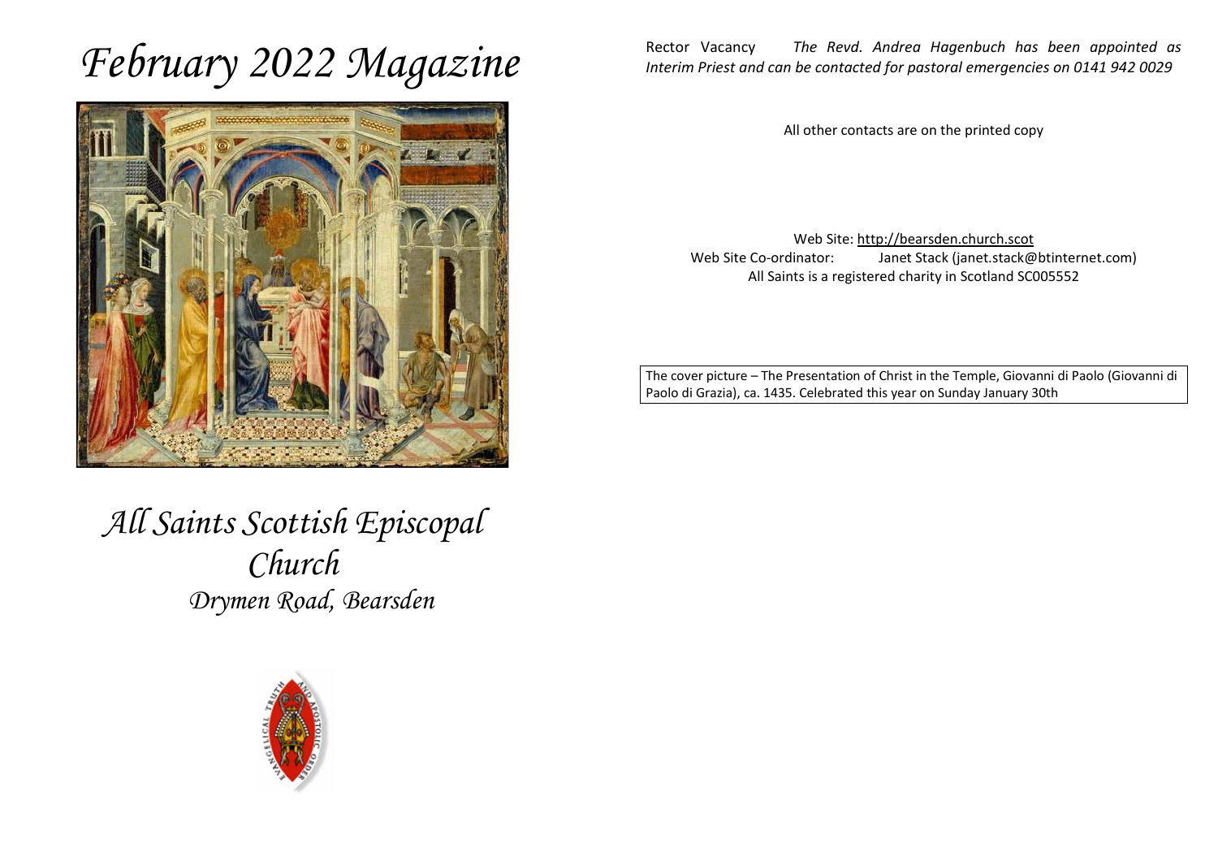# February 2022 Magazine

# *All Saints Scottish Episcopal Church*

## *Drymen Road, Bearsden*

Rector Vacancy *The Revd. Andrea Hagenbuch has been appointed as Interim Priest and can be contacted for pastoral emergencies on 0141 942 0029*

All other contacts are on the printed copy

Web Site: http://bearsden.church.scot
Web Site Co-ordinator: Janet Stack (janet.stack@btinternet.com)
All Saints is a registered charity in Scotland SC005552

The cover picture – The Presentation of Christ in the Temple, Giovanni di Paolo (Giovanni di Paolo di Grazia), ca. 1435. Celebrated this year on Sunday January 30th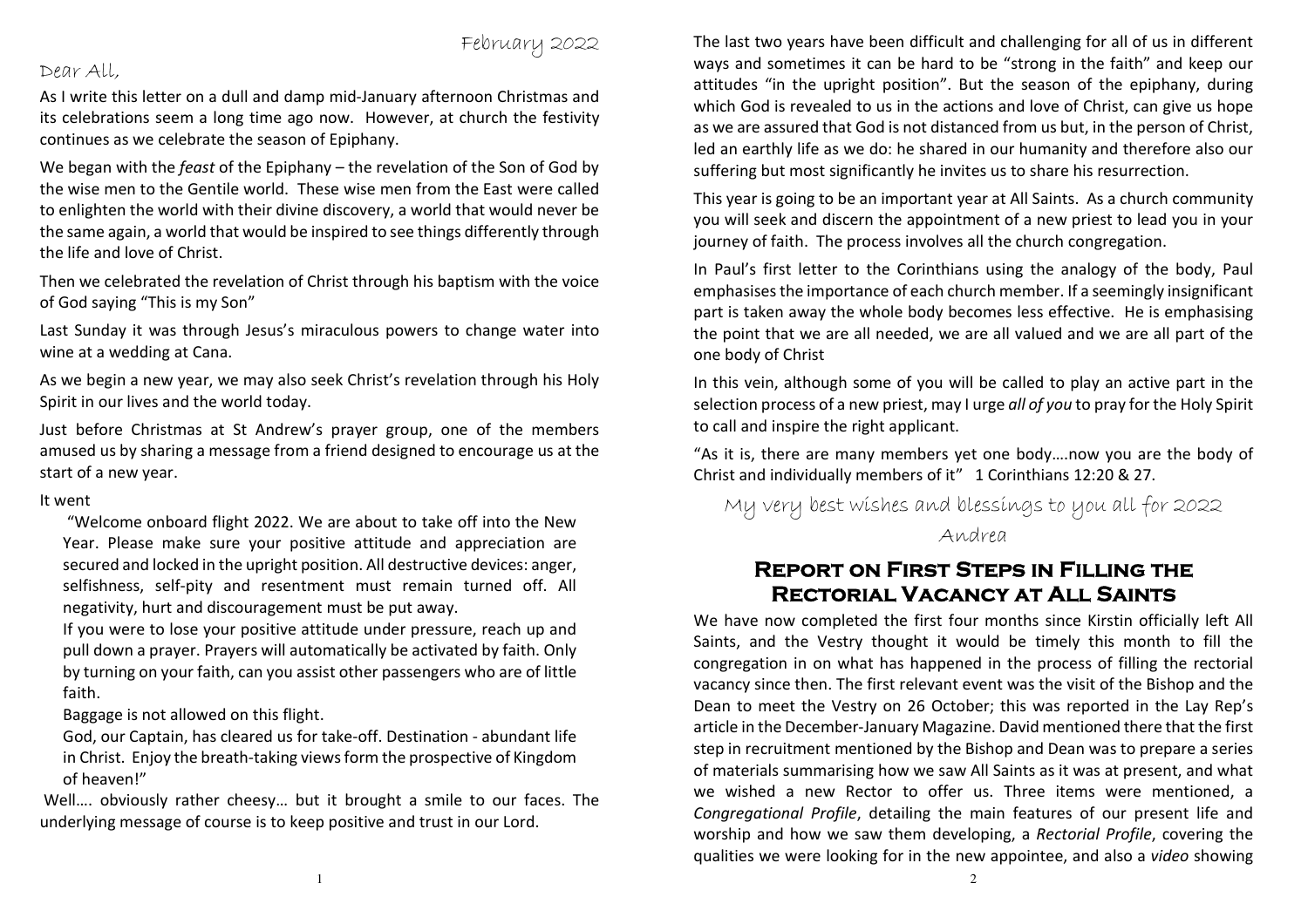February 2022

Dear All,

As I write this letter on a dull and damp mid-January afternoon Christmas and its celebrations seem a long time ago now. However, at church the festivity continues as we celebrate the season of Epiphany.

We began with the *feast* of the Epiphany – the revelation of the Son of God by the wise men to the Gentile world. These wise men from the East were called to enlighten the world with their divine discovery, a world that would never be the same again, a world that would be inspired to see things differently through the life and love of Christ.

Then we celebrated the revelation of Christ through his baptism with the voice of God saying "This is my Son"

Last Sunday it was through Jesus's miraculous powers to change water into wine at a wedding at Cana.

As we begin a new year, we may also seek Christ's revelation through his Holy Spirit in our lives and the world today.

Just before Christmas at St Andrew's prayer group, one of the members amused us by sharing a message from a friend designed to encourage us at the start of a new year.

It went

> "Welcome onboard flight 2022. We are about to take off into the New Year. Please make sure your positive attitude and appreciation are secured and locked in the upright position. All destructive devices: anger, selfishness, self-pity and resentment must remain turned off. All negativity, hurt and discouragement must be put away.
>
> If you were to lose your positive attitude under pressure, reach up and pull down a prayer. Prayers will automatically be activated by faith. Only by turning on your faith, can you assist other passengers who are of little faith.
>
> Baggage is not allowed on this flight.
>
> God, our Captain, has cleared us for take-off. Destination - abundant life in Christ. Enjoy the breath-taking views form the prospective of Kingdom of heaven!"

Well…. obviously rather cheesy… but it brought a smile to our faces. The underlying message of course is to keep positive and trust in our Lord.

The last two years have been difficult and challenging for all of us in different ways and sometimes it can be hard to be "strong in the faith" and keep our attitudes "in the upright position". But the season of the epiphany, during which God is revealed to us in the actions and love of Christ, can give us hope as we are assured that God is not distanced from us but, in the person of Christ, led an earthly life as we do: he shared in our humanity and therefore also our suffering but most significantly he invites us to share his resurrection.

This year is going to be an important year at All Saints. As a church community you will seek and discern the appointment of a new priest to lead you in your journey of faith. The process involves all the church congregation.

In Paul's first letter to the Corinthians using the analogy of the body, Paul emphasises the importance of each church member. If a seemingly insignificant part is taken away the whole body becomes less effective. He is emphasising the point that we are all needed, we are all valued and we are all part of the one body of Christ

In this vein, although some of you will be called to play an active part in the selection process of a new priest, may I urge *all of you* to pray for the Holy Spirit to call and inspire the right applicant.

"As it is, there are many members yet one body….now you are the body of Christ and individually members of it" 1 Corinthians 12:20 & 27.

My very best wishes and blessings to you all for 2022

Andrea

## Report on First Steps in Filling the Rectorial Vacancy at All Saints

We have now completed the first four months since Kirstin officially left All Saints, and the Vestry thought it would be timely this month to fill the congregation in on what has happened in the process of filling the rectorial vacancy since then. The first relevant event was the visit of the Bishop and the Dean to meet the Vestry on 26 October; this was reported in the Lay Rep's article in the December-January Magazine. David mentioned there that the first step in recruitment mentioned by the Bishop and Dean was to prepare a series of materials summarising how we saw All Saints as it was at present, and what we wished a new Rector to offer us. Three items were mentioned, a *Congregational Profile*, detailing the main features of our present life and worship and how we saw them developing, a *Rectorial Profile*, covering the qualities we were looking for in the new appointee, and also a *video* showing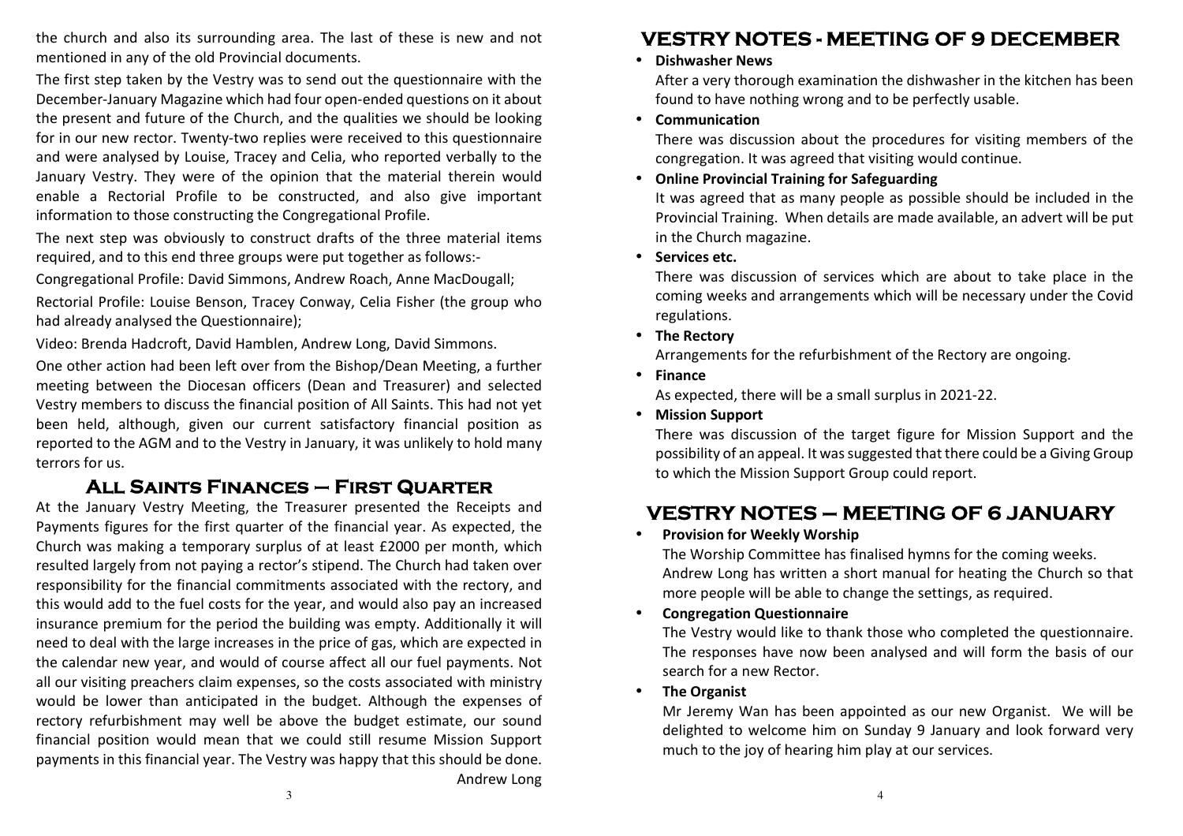the church and also its surrounding area. The last of these is new and not mentioned in any of the old Provincial documents.

The first step taken by the Vestry was to send out the questionnaire with the December-January Magazine which had four open-ended questions on it about the present and future of the Church, and the qualities we should be looking for in our new rector. Twenty-two replies were received to this questionnaire and were analysed by Louise, Tracey and Celia, who reported verbally to the January Vestry. They were of the opinion that the material therein would enable a Rectorial Profile to be constructed, and also give important information to those constructing the Congregational Profile.

The next step was obviously to construct drafts of the three material items required, and to this end three groups were put together as follows:-

Congregational Profile: David Simmons, Andrew Roach, Anne MacDougall;

Rectorial Profile: Louise Benson, Tracey Conway, Celia Fisher (the group who had already analysed the Questionnaire);

Video: Brenda Hadcroft, David Hamblen, Andrew Long, David Simmons.

One other action had been left over from the Bishop/Dean Meeting, a further meeting between the Diocesan officers (Dean and Treasurer) and selected Vestry members to discuss the financial position of All Saints. This had not yet been held, although, given our current satisfactory financial position as reported to the AGM and to the Vestry in January, it was unlikely to hold many terrors for us.

## All Saints Finances – First Quarter

At the January Vestry Meeting, the Treasurer presented the Receipts and Payments figures for the first quarter of the financial year. As expected, the Church was making a temporary surplus of at least £2000 per month, which resulted largely from not paying a rector's stipend. The Church had taken over responsibility for the financial commitments associated with the rectory, and this would add to the fuel costs for the year, and would also pay an increased insurance premium for the period the building was empty. Additionally it will need to deal with the large increases in the price of gas, which are expected in the calendar new year, and would of course affect all our fuel payments. Not all our visiting preachers claim expenses, so the costs associated with ministry would be lower than anticipated in the budget. Although the expenses of rectory refurbishment may well be above the budget estimate, our sound financial position would mean that we could still resume Mission Support payments in this financial year. The Vestry was happy that this should be done.

Andrew Long

## VESTRY NOTES - MEETING OF 9 DECEMBER

- **Dishwasher News**
  After a very thorough examination the dishwasher in the kitchen has been found to have nothing wrong and to be perfectly usable.
- **Communication**
  There was discussion about the procedures for visiting members of the congregation. It was agreed that visiting would continue.
- **Online Provincial Training for Safeguarding**
  It was agreed that as many people as possible should be included in the Provincial Training. When details are made available, an advert will be put in the Church magazine.
- **Services etc.**
  There was discussion of services which are about to take place in the coming weeks and arrangements which will be necessary under the Covid regulations.
- **The Rectory**
  Arrangements for the refurbishment of the Rectory are ongoing.
- **Finance**
  As expected, there will be a small surplus in 2021-22.
- **Mission Support**
  There was discussion of the target figure for Mission Support and the possibility of an appeal. It was suggested that there could be a Giving Group to which the Mission Support Group could report.

## VESTRY NOTES – MEETING OF 6 JANUARY

- **Provision for Weekly Worship**
  The Worship Committee has finalised hymns for the coming weeks.
  Andrew Long has written a short manual for heating the Church so that more people will be able to change the settings, as required.
- **Congregation Questionnaire**
  The Vestry would like to thank those who completed the questionnaire. The responses have now been analysed and will form the basis of our search for a new Rector.
- **The Organist**
  Mr Jeremy Wan has been appointed as our new Organist. We will be delighted to welcome him on Sunday 9 January and look forward very much to the joy of hearing him play at our services.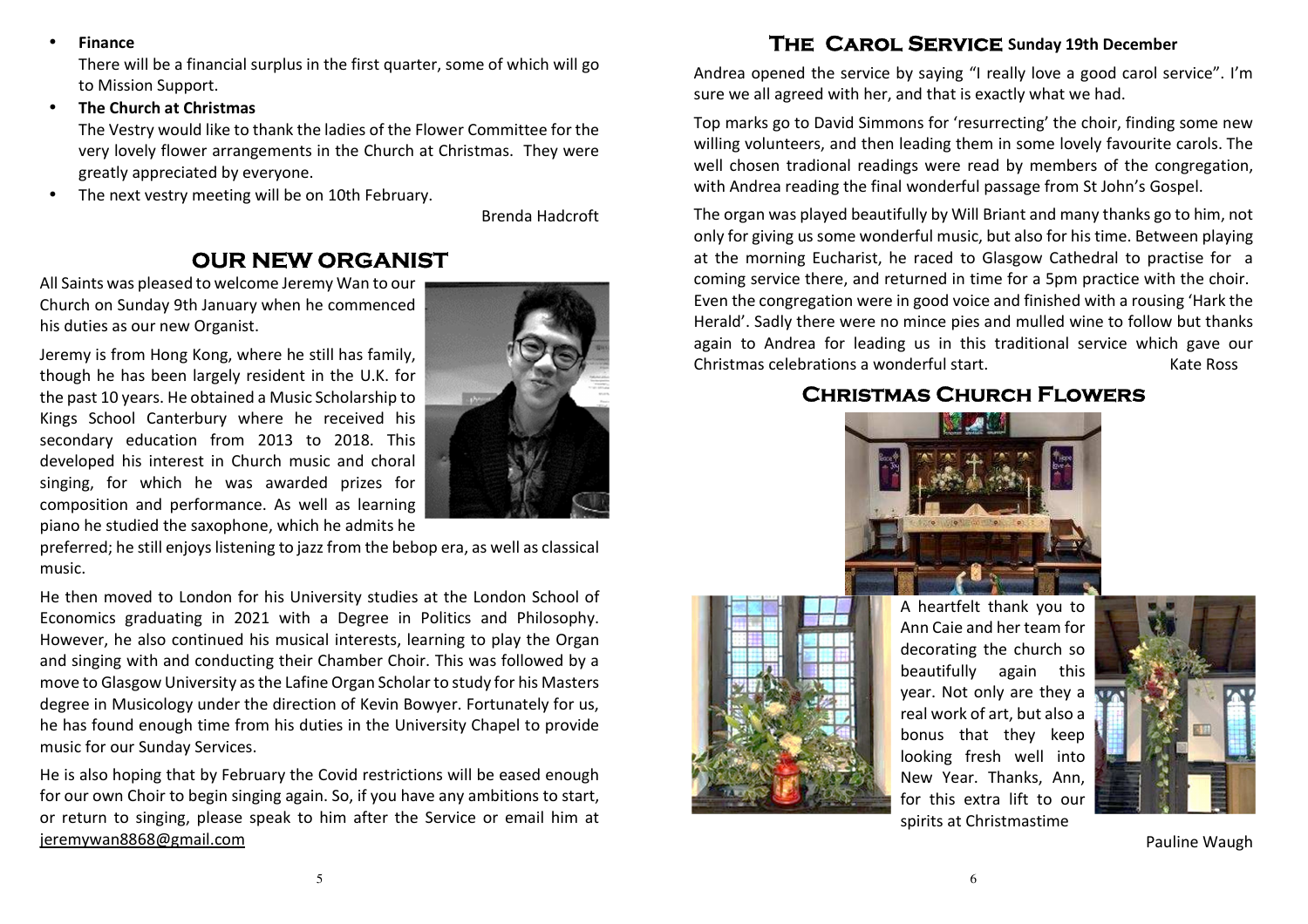- **Finance**

  There will be a financial surplus in the first quarter, some of which will go to Mission Support.

- **The Church at Christmas**

  The Vestry would like to thank the ladies of the Flower Committee for the very lovely flower arrangements in the Church at Christmas. They were greatly appreciated by everyone.

- The next vestry meeting will be on 10th February.

Brenda Hadcroft

## OUR NEW ORGANIST

All Saints was pleased to welcome Jeremy Wan to our Church on Sunday 9th January when he commenced his duties as our new Organist.

Jeremy is from Hong Kong, where he still has family, though he has been largely resident in the U.K. for the past 10 years. He obtained a Music Scholarship to Kings School Canterbury where he received his secondary education from 2013 to 2018. This developed his interest in Church music and choral singing, for which he was awarded prizes for composition and performance. As well as learning piano he studied the saxophone, which he admits he preferred; he still enjoys listening to jazz from the bebop era, as well as classical music.

He then moved to London for his University studies at the London School of Economics graduating in 2021 with a Degree in Politics and Philosophy. However, he also continued his musical interests, learning to play the Organ and singing with and conducting their Chamber Choir. This was followed by a move to Glasgow University as the Lafine Organ Scholar to study for his Masters degree in Musicology under the direction of Kevin Bowyer. Fortunately for us, he has found enough time from his duties in the University Chapel to provide music for our Sunday Services.

He is also hoping that by February the Covid restrictions will be eased enough for our own Choir to begin singing again. So, if you have any ambitions to start, or return to singing, please speak to him after the Service or email him at jeremywan8868@gmail.com

## THE CAROL SERVICE Sunday 19th December

Andrea opened the service by saying "I really love a good carol service". I'm sure we all agreed with her, and that is exactly what we had.

Top marks go to David Simmons for 'resurrecting' the choir, finding some new willing volunteers, and then leading them in some lovely favourite carols. The well chosen tradional readings were read by members of the congregation, with Andrea reading the final wonderful passage from St John's Gospel.

The organ was played beautifully by Will Briant and many thanks go to him, not only for giving us some wonderful music, but also for his time. Between playing at the morning Eucharist, he raced to Glasgow Cathedral to practise for a coming service there, and returned in time for a 5pm practice with the choir. Even the congregation were in good voice and finished with a rousing 'Hark the Herald'. Sadly there were no mince pies and mulled wine to follow but thanks again to Andrea for leading us in this traditional service which gave our Christmas celebrations a wonderful start.

Kate Ross

## CHRISTMAS CHURCH FLOWERS

A heartfelt thank you to Ann Caie and her team for decorating the church so beautifully again this year. Not only are they a real work of art, but also a bonus that they keep looking fresh well into New Year. Thanks, Ann, for this extra lift to our spirits at Christmastime

Pauline Waugh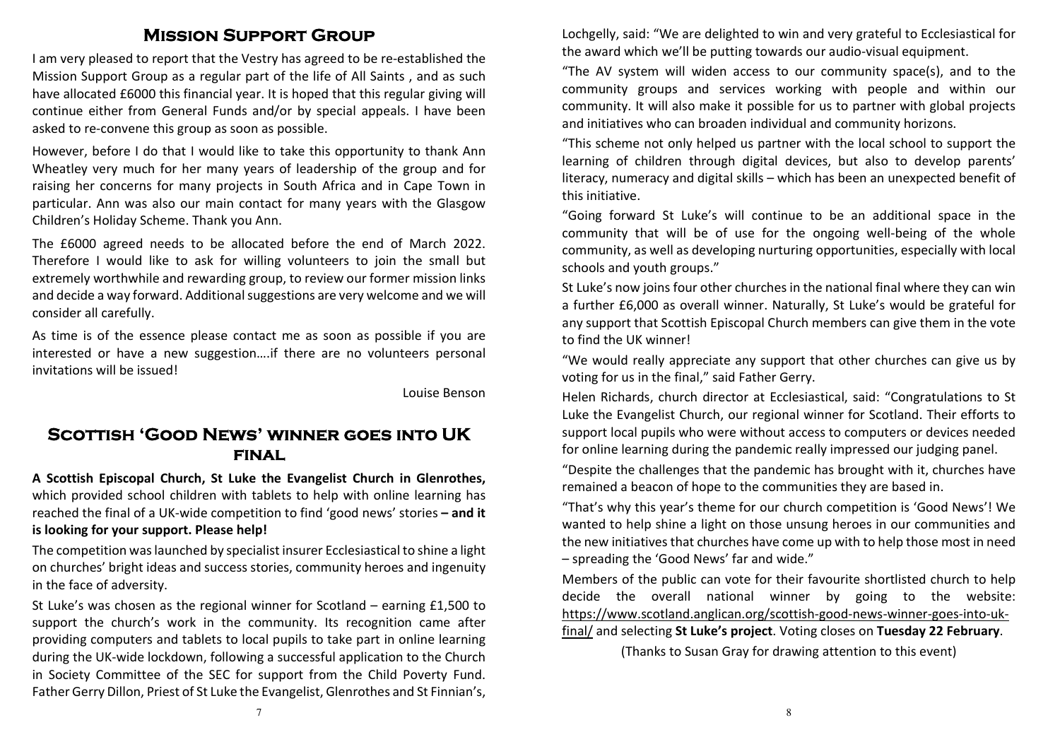## Mission Support Group

I am very pleased to report that the Vestry has agreed to be re-established the Mission Support Group as a regular part of the life of All Saints , and as such have allocated £6000 this financial year. It is hoped that this regular giving will continue either from General Funds and/or by special appeals. I have been asked to re-convene this group as soon as possible.

However, before I do that I would like to take this opportunity to thank Ann Wheatley very much for her many years of leadership of the group and for raising her concerns for many projects in South Africa and in Cape Town in particular. Ann was also our main contact for many years with the Glasgow Children's Holiday Scheme. Thank you Ann.

The £6000 agreed needs to be allocated before the end of March 2022. Therefore I would like to ask for willing volunteers to join the small but extremely worthwhile and rewarding group, to review our former mission links and decide a way forward. Additional suggestions are very welcome and we will consider all carefully.

As time is of the essence please contact me as soon as possible if you are interested or have a new suggestion….if there are no volunteers personal invitations will be issued!

Louise Benson

## Scottish 'Good News' winner goes into UK final

**A Scottish Episcopal Church, St Luke the Evangelist Church in Glenrothes,** which provided school children with tablets to help with online learning has reached the final of a UK-wide competition to find 'good news' stories **– and it is looking for your support. Please help!**

The competition was launched by specialist insurer Ecclesiastical to shine a light on churches' bright ideas and success stories, community heroes and ingenuity in the face of adversity.

St Luke's was chosen as the regional winner for Scotland – earning £1,500 to support the church's work in the community. Its recognition came after providing computers and tablets to local pupils to take part in online learning during the UK-wide lockdown, following a successful application to the Church in Society Committee of the SEC for support from the Child Poverty Fund. Father Gerry Dillon, Priest of St Luke the Evangelist, Glenrothes and St Finnian's, Lochgelly, said: "We are delighted to win and very grateful to Ecclesiastical for the award which we'll be putting towards our audio-visual equipment.

"The AV system will widen access to our community space(s), and to the community groups and services working with people and within our community. It will also make it possible for us to partner with global projects and initiatives who can broaden individual and community horizons.

"This scheme not only helped us partner with the local school to support the learning of children through digital devices, but also to develop parents' literacy, numeracy and digital skills – which has been an unexpected benefit of this initiative.

"Going forward St Luke's will continue to be an additional space in the community that will be of use for the ongoing well-being of the whole community, as well as developing nurturing opportunities, especially with local schools and youth groups."

St Luke's now joins four other churches in the national final where they can win a further £6,000 as overall winner. Naturally, St Luke's would be grateful for any support that Scottish Episcopal Church members can give them in the vote to find the UK winner!

"We would really appreciate any support that other churches can give us by voting for us in the final," said Father Gerry.

Helen Richards, church director at Ecclesiastical, said: "Congratulations to St Luke the Evangelist Church, our regional winner for Scotland. Their efforts to support local pupils who were without access to computers or devices needed for online learning during the pandemic really impressed our judging panel.

"Despite the challenges that the pandemic has brought with it, churches have remained a beacon of hope to the communities they are based in.

"That's why this year's theme for our church competition is 'Good News'! We wanted to help shine a light on those unsung heroes in our communities and the new initiatives that churches have come up with to help those most in need – spreading the 'Good News' far and wide."

Members of the public can vote for their favourite shortlisted church to help decide the overall national winner by going to the website: https://www.scotland.anglican.org/scottish-good-news-winner-goes-into-uk-final/ and selecting **St Luke's project**. Voting closes on **Tuesday 22 February**.

(Thanks to Susan Gray for drawing attention to this event)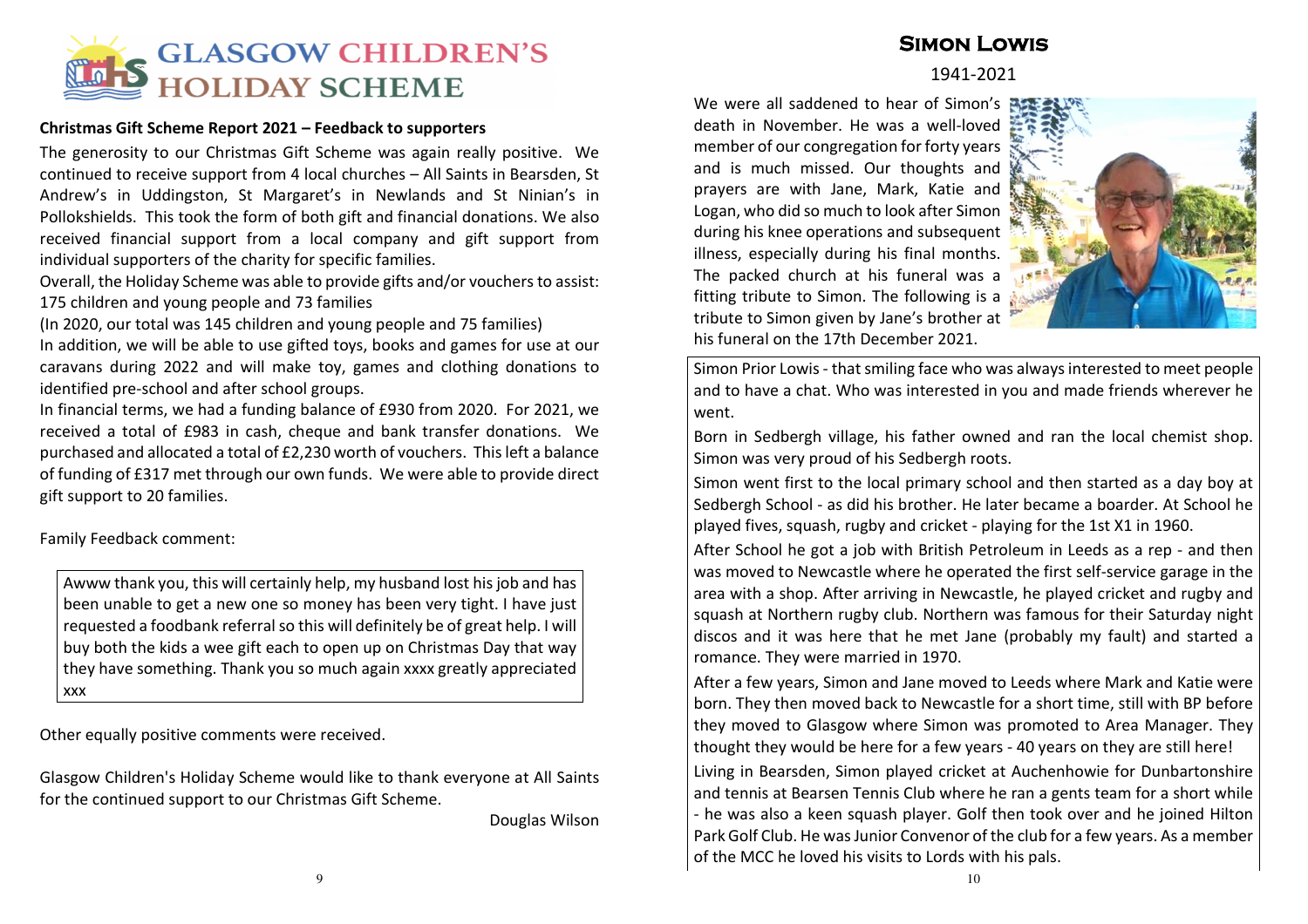# GLASGOW CHILDREN'S HOLIDAY SCHEME

**Christmas Gift Scheme Report 2021 – Feedback to supporters**

The generosity to our Christmas Gift Scheme was again really positive. We continued to receive support from 4 local churches – All Saints in Bearsden, St Andrew's in Uddingston, St Margaret's in Newlands and St Ninian's in Pollokshields. This took the form of both gift and financial donations. We also received financial support from a local company and gift support from individual supporters of the charity for specific families.

Overall, the Holiday Scheme was able to provide gifts and/or vouchers to assist: 175 children and young people and 73 families

(In 2020, our total was 145 children and young people and 75 families)

In addition, we will be able to use gifted toys, books and games for use at our caravans during 2022 and will make toy, games and clothing donations to identified pre-school and after school groups.

In financial terms, we had a funding balance of £930 from 2020. For 2021, we received a total of £983 in cash, cheque and bank transfer donations. We purchased and allocated a total of £2,230 worth of vouchers. This left a balance of funding of £317 met through our own funds. We were able to provide direct gift support to 20 families.

Family Feedback comment:

> Awww thank you, this will certainly help, my husband lost his job and has been unable to get a new one so money has been very tight. I have just requested a foodbank referral so this will definitely be of great help. I will buy both the kids a wee gift each to open up on Christmas Day that way they have something. Thank you so much again xxxx greatly appreciated xxx

Other equally positive comments were received.

Glasgow Children's Holiday Scheme would like to thank everyone at All Saints for the continued support to our Christmas Gift Scheme.

Douglas Wilson

# Simon Lowis

1941-2021

We were all saddened to hear of Simon's death in November. He was a well-loved member of our congregation for forty years and is much missed. Our thoughts and prayers are with Jane, Mark, Katie and Logan, who did so much to look after Simon during his knee operations and subsequent illness, especially during his final months. The packed church at his funeral was a fitting tribute to Simon. The following is a tribute to Simon given by Jane's brother at his funeral on the 17th December 2021.

Simon Prior Lowis - that smiling face who was always interested to meet people and to have a chat. Who was interested in you and made friends wherever he went.

Born in Sedbergh village, his father owned and ran the local chemist shop. Simon was very proud of his Sedbergh roots.

Simon went first to the local primary school and then started as a day boy at Sedbergh School - as did his brother. He later became a boarder. At School he played fives, squash, rugby and cricket - playing for the 1st X1 in 1960.

After School he got a job with British Petroleum in Leeds as a rep - and then was moved to Newcastle where he operated the first self-service garage in the area with a shop. After arriving in Newcastle, he played cricket and rugby and squash at Northern rugby club. Northern was famous for their Saturday night discos and it was here that he met Jane (probably my fault) and started a romance. They were married in 1970.

After a few years, Simon and Jane moved to Leeds where Mark and Katie were born. They then moved back to Newcastle for a short time, still with BP before they moved to Glasgow where Simon was promoted to Area Manager. They thought they would be here for a few years - 40 years on they are still here!

Living in Bearsden, Simon played cricket at Auchenhowie for Dunbartonshire and tennis at Bearsen Tennis Club where he ran a gents team for a short while - he was also a keen squash player. Golf then took over and he joined Hilton Park Golf Club. He was Junior Convenor of the club for a few years. As a member of the MCC he loved his visits to Lords with his pals.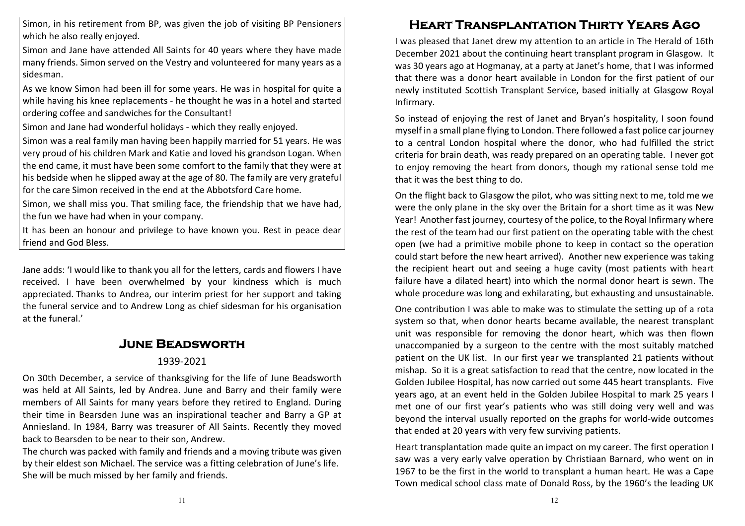Simon, in his retirement from BP, was given the job of visiting BP Pensioners which he also really enjoyed.

Simon and Jane have attended All Saints for 40 years where they have made many friends. Simon served on the Vestry and volunteered for many years as a sidesman.

As we know Simon had been ill for some years. He was in hospital for quite a while having his knee replacements - he thought he was in a hotel and started ordering coffee and sandwiches for the Consultant!

Simon and Jane had wonderful holidays - which they really enjoyed.

Simon was a real family man having been happily married for 51 years. He was very proud of his children Mark and Katie and loved his grandson Logan. When the end came, it must have been some comfort to the family that they were at his bedside when he slipped away at the age of 80. The family are very grateful for the care Simon received in the end at the Abbotsford Care home.

Simon, we shall miss you. That smiling face, the friendship that we have had, the fun we have had when in your company.

It has been an honour and privilege to have known you. Rest in peace dear friend and God Bless.

Jane adds: 'I would like to thank you all for the letters, cards and flowers I have received. I have been overwhelmed by your kindness which is much appreciated. Thanks to Andrea, our interim priest for her support and taking the funeral service and to Andrew Long as chief sidesman for his organisation at the funeral.'

## June Beadsworth

1939-2021

On 30th December, a service of thanksgiving for the life of June Beadsworth was held at All Saints, led by Andrea. June and Barry and their family were members of All Saints for many years before they retired to England. During their time in Bearsden June was an inspirational teacher and Barry a GP at Anniesland. In 1984, Barry was treasurer of All Saints. Recently they moved back to Bearsden to be near to their son, Andrew.

The church was packed with family and friends and a moving tribute was given by their eldest son Michael. The service was a fitting celebration of June's life. She will be much missed by her family and friends.

## Heart Transplantation Thirty Years Ago

I was pleased that Janet drew my attention to an article in The Herald of 16th December 2021 about the continuing heart transplant program in Glasgow. It was 30 years ago at Hogmanay, at a party at Janet's home, that I was informed that there was a donor heart available in London for the first patient of our newly instituted Scottish Transplant Service, based initially at Glasgow Royal Infirmary.

So instead of enjoying the rest of Janet and Bryan's hospitality, I soon found myself in a small plane flying to London. There followed a fast police car journey to a central London hospital where the donor, who had fulfilled the strict criteria for brain death, was ready prepared on an operating table. I never got to enjoy removing the heart from donors, though my rational sense told me that it was the best thing to do.

On the flight back to Glasgow the pilot, who was sitting next to me, told me we were the only plane in the sky over the Britain for a short time as it was New Year! Another fast journey, courtesy of the police, to the Royal Infirmary where the rest of the team had our first patient on the operating table with the chest open (we had a primitive mobile phone to keep in contact so the operation could start before the new heart arrived). Another new experience was taking the recipient heart out and seeing a huge cavity (most patients with heart failure have a dilated heart) into which the normal donor heart is sewn. The whole procedure was long and exhilarating, but exhausting and unsustainable.

One contribution I was able to make was to stimulate the setting up of a rota system so that, when donor hearts became available, the nearest transplant unit was responsible for removing the donor heart, which was then flown unaccompanied by a surgeon to the centre with the most suitably matched patient on the UK list. In our first year we transplanted 21 patients without mishap. So it is a great satisfaction to read that the centre, now located in the Golden Jubilee Hospital, has now carried out some 445 heart transplants. Five years ago, at an event held in the Golden Jubilee Hospital to mark 25 years I met one of our first year's patients who was still doing very well and was beyond the interval usually reported on the graphs for world-wide outcomes that ended at 20 years with very few surviving patients.

Heart transplantation made quite an impact on my career. The first operation I saw was a very early valve operation by Christiaan Barnard, who went on in 1967 to be the first in the world to transplant a human heart. He was a Cape Town medical school class mate of Donald Ross, by the 1960's the leading UK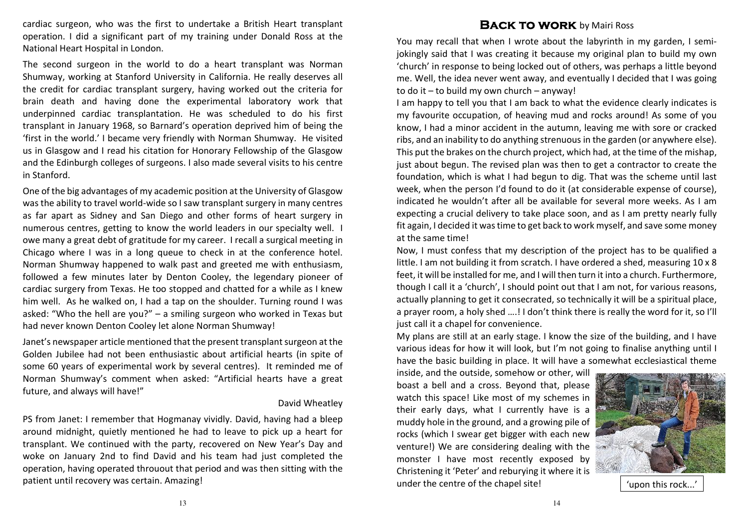cardiac surgeon, who was the first to undertake a British Heart transplant operation. I did a significant part of my training under Donald Ross at the National Heart Hospital in London.

The second surgeon in the world to do a heart transplant was Norman Shumway, working at Stanford University in California. He really deserves all the credit for cardiac transplant surgery, having worked out the criteria for brain death and having done the experimental laboratory work that underpinned cardiac transplantation. He was scheduled to do his first transplant in January 1968, so Barnard's operation deprived him of being the 'first in the world.' I became very friendly with Norman Shumway. He visited us in Glasgow and I read his citation for Honorary Fellowship of the Glasgow and the Edinburgh colleges of surgeons. I also made several visits to his centre in Stanford.

One of the big advantages of my academic position at the University of Glasgow was the ability to travel world-wide so I saw transplant surgery in many centres as far apart as Sidney and San Diego and other forms of heart surgery in numerous centres, getting to know the world leaders in our specialty well. I owe many a great debt of gratitude for my career. I recall a surgical meeting in Chicago where I was in a long queue to check in at the conference hotel. Norman Shumway happened to walk past and greeted me with enthusiasm, followed a few minutes later by Denton Cooley, the legendary pioneer of cardiac surgery from Texas. He too stopped and chatted for a while as I knew him well. As he walked on, I had a tap on the shoulder. Turning round I was asked: "Who the hell are you?" – a smiling surgeon who worked in Texas but had never known Denton Cooley let alone Norman Shumway!

Janet's newspaper article mentioned that the present transplant surgeon at the Golden Jubilee had not been enthusiastic about artificial hearts (in spite of some 60 years of experimental work by several centres). It reminded me of Norman Shumway's comment when asked: "Artificial hearts have a great future, and always will have!"

David Wheatley

PS from Janet: I remember that Hogmanay vividly. David, having had a bleep around midnight, quietly mentioned he had to leave to pick up a heart for transplant. We continued with the party, recovered on New Year's Day and woke on January 2nd to find David and his team had just completed the operation, having operated throuout that period and was then sitting with the patient until recovery was certain. Amazing!

## BACK TO WORK by Mairi Ross

You may recall that when I wrote about the labyrinth in my garden, I semi-jokingly said that I was creating it because my original plan to build my own 'church' in response to being locked out of others, was perhaps a little beyond me. Well, the idea never went away, and eventually I decided that I was going to do it – to build my own church – anyway!

I am happy to tell you that I am back to what the evidence clearly indicates is my favourite occupation, of heaving mud and rocks around! As some of you know, I had a minor accident in the autumn, leaving me with sore or cracked ribs, and an inability to do anything strenuous in the garden (or anywhere else). This put the brakes on the church project, which had, at the time of the mishap, just about begun. The revised plan was then to get a contractor to create the foundation, which is what I had begun to dig. That was the scheme until last week, when the person I'd found to do it (at considerable expense of course), indicated he wouldn't after all be available for several more weeks. As I am expecting a crucial delivery to take place soon, and as I am pretty nearly fully fit again, I decided it was time to get back to work myself, and save some money at the same time!

Now, I must confess that my description of the project has to be qualified a little. I am not building it from scratch. I have ordered a shed, measuring 10 x 8 feet, it will be installed for me, and I will then turn it into a church. Furthermore, though I call it a 'church', I should point out that I am not, for various reasons, actually planning to get it consecrated, so technically it will be a spiritual place, a prayer room, a holy shed ….! I don't think there is really the word for it, so I'll just call it a chapel for convenience.

My plans are still at an early stage. I know the size of the building, and I have various ideas for how it will look, but I'm not going to finalise anything until I have the basic building in place. It will have a somewhat ecclesiastical theme inside, and the outside, somehow or other, will boast a bell and a cross. Beyond that, please watch this space! Like most of my schemes in their early days, what I currently have is a muddy hole in the ground, and a growing pile of rocks (which I swear get bigger with each new venture!) We are considering dealing with the monster I have most recently exposed by Christening it 'Peter' and reburying it where it is under the centre of the chapel site!

'upon this rock...'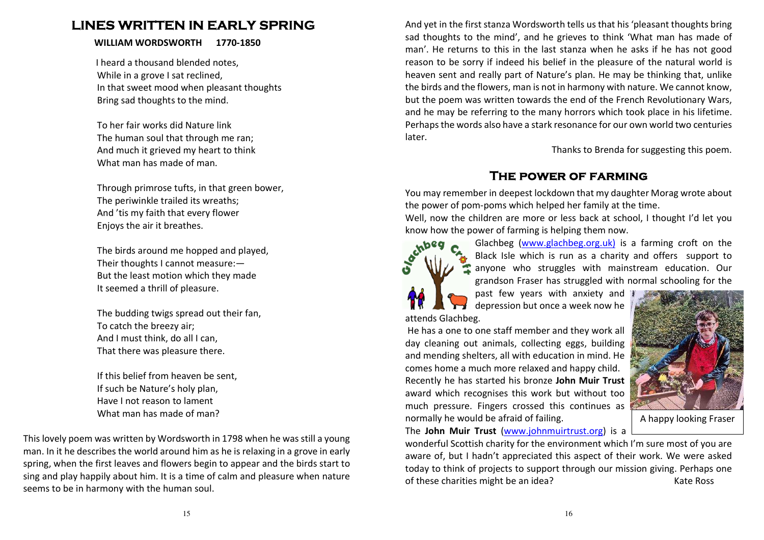# LINES WRITTEN IN EARLY SPRING

**WILLIAM WORDSWORTH 1770-1850**

I heard a thousand blended notes,
While in a grove I sat reclined,
In that sweet mood when pleasant thoughts
Bring sad thoughts to the mind.

To her fair works did Nature link
The human soul that through me ran;
And much it grieved my heart to think
What man has made of man.

Through primrose tufts, in that green bower,
The periwinkle trailed its wreaths;
And 'tis my faith that every flower
Enjoys the air it breathes.

The birds around me hopped and played,
Their thoughts I cannot measure:—
But the least motion which they made
It seemed a thrill of pleasure.

The budding twigs spread out their fan,
To catch the breezy air;
And I must think, do all I can,
That there was pleasure there.

If this belief from heaven be sent,
If such be Nature's holy plan,
Have I not reason to lament
What man has made of man?

This lovely poem was written by Wordsworth in 1798 when he was still a young man. In it he describes the world around him as he is relaxing in a grove in early spring, when the first leaves and flowers begin to appear and the birds start to sing and play happily about him. It is a time of calm and pleasure when nature seems to be in harmony with the human soul.

And yet in the first stanza Wordsworth tells us that his 'pleasant thoughts bring sad thoughts to the mind', and he grieves to think 'What man has made of man'. He returns to this in the last stanza when he asks if he has not good reason to be sorry if indeed his belief in the pleasure of the natural world is heaven sent and really part of Nature's plan. He may be thinking that, unlike the birds and the flowers, man is not in harmony with nature. We cannot know, but the poem was written towards the end of the French Revolutionary Wars, and he may be referring to the many horrors which took place in his lifetime. Perhaps the words also have a stark resonance for our own world two centuries later.

Thanks to Brenda for suggesting this poem.

# The power of farming

You may remember in deepest lockdown that my daughter Morag wrote about the power of pom-poms which helped her family at the time.

Well, now the children are more or less back at school, I thought I'd let you know how the power of farming is helping them now.

Glachbeg (www.glachbeg.org.uk) is a farming croft on the Black Isle which is run as a charity and offers support to anyone who struggles with mainstream education. Our grandson Fraser has struggled with normal schooling for the past few years with anxiety and depression but once a week now he attends Glachbeg.

He has a one to one staff member and they work all day cleaning out animals, collecting eggs, building and mending shelters, all with education in mind. He comes home a much more relaxed and happy child.

Recently he has started his bronze **John Muir Trust** award which recognises this work but without too much pressure. Fingers crossed this continues as normally he would be afraid of failing.

A happy looking Fraser

The **John Muir Trust** (www.johnmuirtrust.org) is a wonderful Scottish charity for the environment which I'm sure most of you are aware of, but I hadn't appreciated this aspect of their work. We were asked today to think of projects to support through our mission giving. Perhaps one of these charities might be an idea?

Kate Ross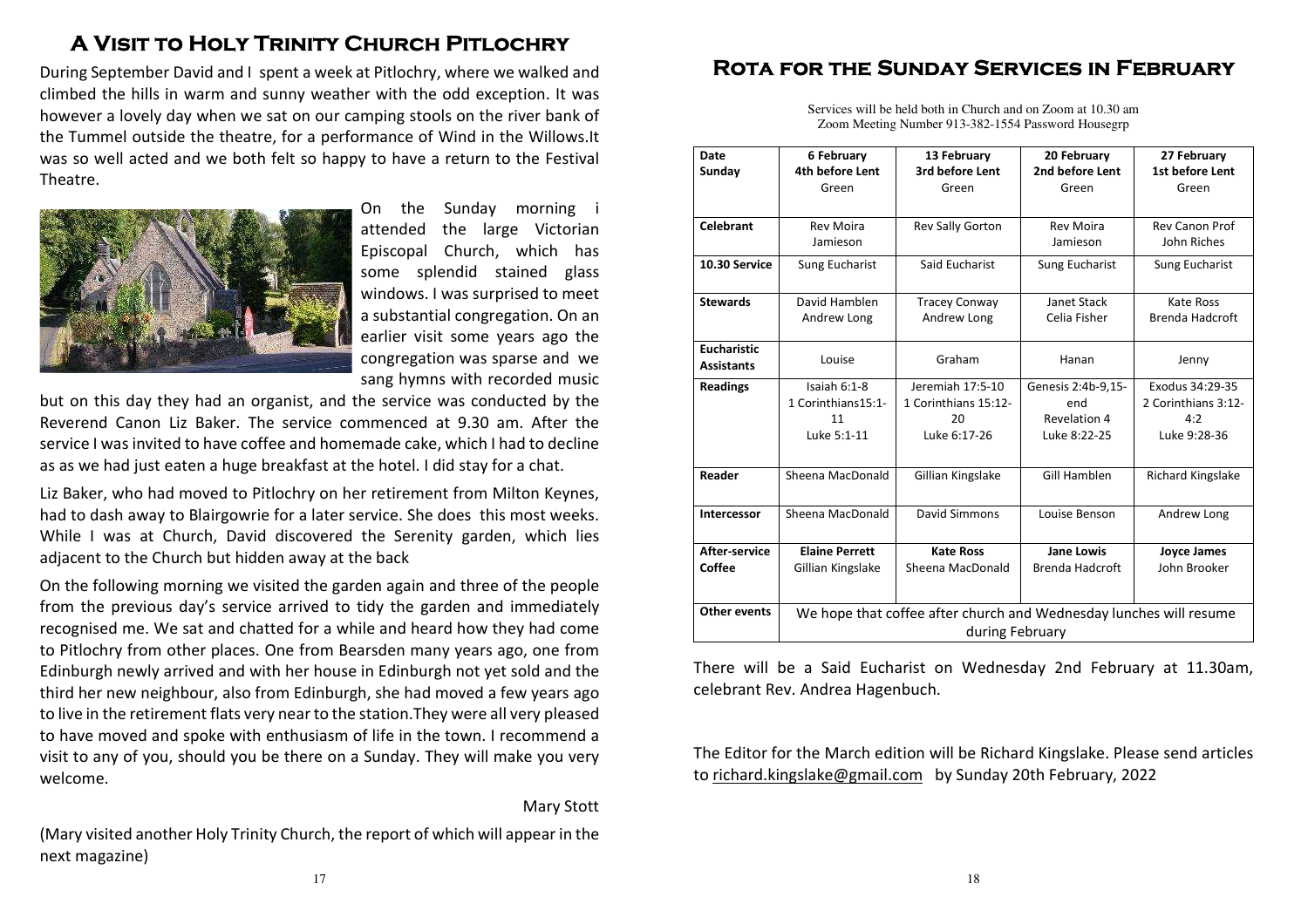# A Visit to Holy Trinity Church Pitlochry

During September David and I spent a week at Pitlochry, where we walked and climbed the hills in warm and sunny weather with the odd exception. It was however a lovely day when we sat on our camping stools on the river bank of the Tummel outside the theatre, for a performance of Wind in the Willows.It was so well acted and we both felt so happy to have a return to the Festival Theatre.

On the Sunday morning i attended the large Victorian Episcopal Church, which has some splendid stained glass windows. I was surprised to meet a substantial congregation. On an earlier visit some years ago the congregation was sparse and we sang hymns with recorded music but on this day they had an organist, and the service was conducted by the Reverend Canon Liz Baker. The service commenced at 9.30 am. After the service I was invited to have coffee and homemade cake, which I had to decline as as we had just eaten a huge breakfast at the hotel. I did stay for a chat.

Liz Baker, who had moved to Pitlochry on her retirement from Milton Keynes, had to dash away to Blairgowrie for a later service. She does this most weeks. While I was at Church, David discovered the Serenity garden, which lies adjacent to the Church but hidden away at the back

On the following morning we visited the garden again and three of the people from the previous day's service arrived to tidy the garden and immediately recognised me. We sat and chatted for a while and heard how they had come to Pitlochry from other places. One from Bearsden many years ago, one from Edinburgh newly arrived and with her house in Edinburgh not yet sold and the third her new neighbour, also from Edinburgh, she had moved a few years ago to live in the retirement flats very near to the station.They were all very pleased to have moved and spoke with enthusiasm of life in the town. I recommend a visit to any of you, should you be there on a Sunday. They will make you very welcome.

Mary Stott

(Mary visited another Holy Trinity Church, the report of which will appear in the next magazine)

# Rota for the Sunday Services in February

Services will be held both in Church and on Zoom at 10.30 am
Zoom Meeting Number 913-382-1554 Password Housegrp

| Date Sunday | 6 February 4th before Lent Green | 13 February 3rd before Lent Green | 20 February 2nd before Lent Green | 27 February 1st before Lent Green |
|---|---|---|---|---|
| **Celebrant** | Rev Moira Jamieson | Rev Sally Gorton | Rev Moira Jamieson | Rev Canon Prof John Riches |
| **10.30 Service** | Sung Eucharist | Said Eucharist | Sung Eucharist | Sung Eucharist |
| **Stewards** | David Hamblen Andrew Long | Tracey Conway Andrew Long | Janet Stack Celia Fisher | Kate Ross Brenda Hadcroft |
| **Eucharistic Assistants** | Louise | Graham | Hanan | Jenny |
| **Readings** | Isaiah 6:1-8 1 Corinthians15:1-11 Luke 5:1-11 | Jeremiah 17:5-10 1 Corinthians 15:12-20 Luke 6:17-26 | Genesis 2:4b-9,15-end Revelation 4 Luke 8:22-25 | Exodus 34:29-35 2 Corinthians 3:12-4:2 Luke 9:28-36 |
| **Reader** | Sheena MacDonald | Gillian Kingslake | Gill Hamblen | Richard Kingslake |
| **Intercessor** | Sheena MacDonald | David Simmons | Louise Benson | Andrew Long |
| **After-service Coffee** | **Elaine Perrett** Gillian Kingslake | **Kate Ross** Sheena MacDonald | **Jane Lowis** Brenda Hadcroft | **Joyce James** John Brooker |
| **Other events** | We hope that coffee after church and Wednesday lunches will resume during February | | | |

There will be a Said Eucharist on Wednesday 2nd February at 11.30am, celebrant Rev. Andrea Hagenbuch.

The Editor for the March edition will be Richard Kingslake. Please send articles to richard.kingslake@gmail.com by Sunday 20th February, 2022